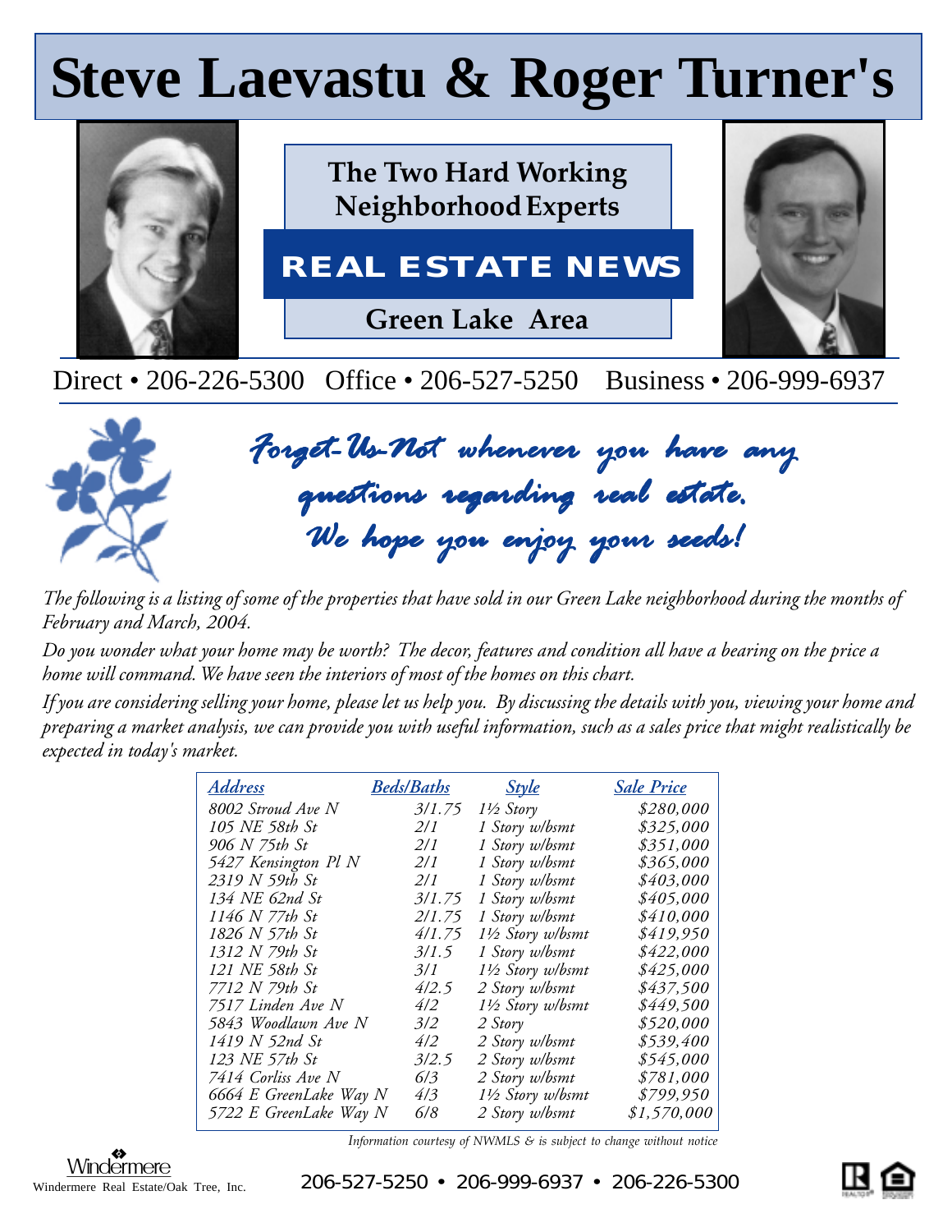# Steve Laevastu & Roger Turner's

**The Two Hard Working Neighborhood Experts**

## REAL ESTATE NEWS

**Green Lake Area**

Direct • 206-226-5300 Office • 206-527-5250 Business • 206-999-6937

*Forget-Us-Not whenever you have any questions regarding real estate. We hope you enjoy your seeds!*

*The following is a listing of some of the properties that have sold in our Green Lake neighborhood during the months of February and March, 2004.*

*Do you wonder what your home may be worth? The decor, features and condition all have a bearing on the price a home will command. We have seen the interiors of most of the homes on this chart.*

*If you are considering selling your home, please let us help you. By discussing the details with you, viewing your home and preparing a market analysis, we can provide you with useful information, such as a sales price that might realistically be expected in today's market.*

| Address | Beds/Baths | Style | Sale Price |
|---|---|---|---|
| 8002 Stroud Ave N | 3/1.75 | 1½ Story | $280,000 |
| 105 NE 58th St | 2/1 | 1 Story w/bsmt | $325,000 |
| 906 N 75th St | 2/1 | 1 Story w/bsmt | $351,000 |
| 5427 Kensington Pl N | 2/1 | 1 Story w/bsmt | $365,000 |
| 2319 N 59th St | 2/1 | 1 Story w/bsmt | $403,000 |
| 134 NE 62nd St | 3/1.75 | 1 Story w/bsmt | $405,000 |
| 1146 N 77th St | 2/1.75 | 1 Story w/bsmt | $410,000 |
| 1826 N 57th St | 4/1.75 | 1½ Story w/bsmt | $419,950 |
| 1312 N 79th St | 3/1.5 | 1 Story w/bsmt | $422,000 |
| 121 NE 58th St | 3/1 | 1½ Story w/bsmt | $425,000 |
| 7712 N 79th St | 4/2.5 | 2 Story w/bsmt | $437,500 |
| 7517 Linden Ave N | 4/2 | 1½ Story w/bsmt | $449,500 |
| 5843 Woodlawn Ave N | 3/2 | 2 Story | $520,000 |
| 1419 N 52nd St | 4/2 | 2 Story w/bsmt | $539,400 |
| 123 NE 57th St | 3/2.5 | 2 Story w/bsmt | $545,000 |
| 7414 Corliss Ave N | 6/3 | 2 Story w/bsmt | $781,000 |
| 6664 E GreenLake Way N | 4/3 | 1½ Story w/bsmt | $799,950 |
| 5722 E GreenLake Way N | 6/8 | 2 Story w/bsmt | $1,570,000 |

*Information courtesy of NWMLS & is subject to change without notice*

Windermere

Windermere Real Estate/Oak Tree, Inc.

206-527-5250 • 206-999-6937 • 206-226-5300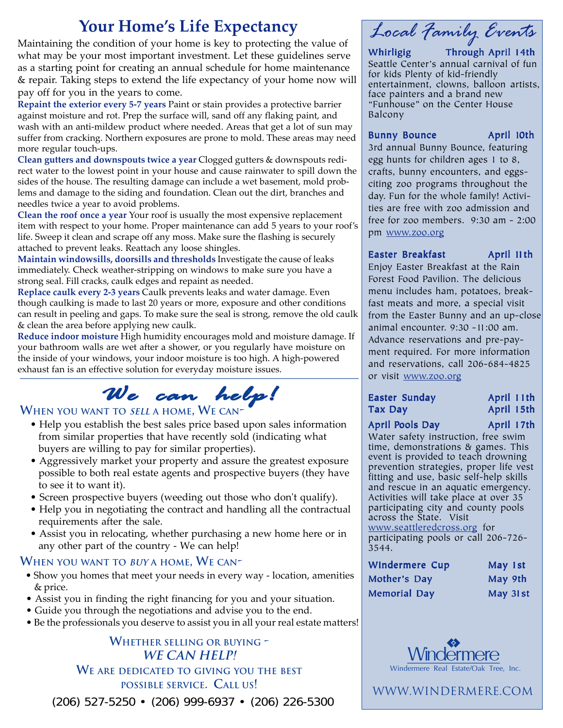# Your Home's Life Expectancy

Maintaining the condition of your home is key to protecting the value of what may be your most important investment. Let these guidelines serve as a starting point for creating an annual schedule for home maintenance & repair. Taking steps to extend the life expectancy of your home now will pay off for you in the years to come.

**Repaint the exterior every 5-7 years** Paint or stain provides a protective barrier against moisture and rot. Prep the surface will, sand off any flaking paint, and wash with an anti-mildew product where needed. Areas that get a lot of sun may suffer from cracking. Northern exposures are prone to mold. These areas may need more regular touch-ups.

**Clean gutters and downspouts twice a year** Clogged gutters & downspouts redirect water to the lowest point in your house and cause rainwater to spill down the sides of the house. The resulting damage can include a wet basement, mold problems and damage to the siding and foundation. Clean out the dirt, branches and needles twice a year to avoid problems.

**Clean the roof once a year** Your roof is usually the most expensive replacement item with respect to your home. Proper maintenance can add 5 years to your roof's life. Sweep it clean and scrape off any moss. Make sure the flashing is securely attached to prevent leaks. Reattach any loose shingles.

**Maintain windowsills, doorsills and thresholds** Investigate the cause of leaks immediately. Check weather-stripping on windows to make sure you have a strong seal. Fill cracks, caulk edges and repaint as needed.

**Replace caulk every 2-3 years** Caulk prevents leaks and water damage. Even though caulking is made to last 20 years or more, exposure and other conditions can result in peeling and gaps. To make sure the seal is strong, remove the old caulk & clean the area before applying new caulk.

**Reduce indoor moisture** High humidity encourages mold and moisture damage. If your bathroom walls are wet after a shower, or you regularly have moisture on the inside of your windows, your indoor moisture is too high. A high-powered exhaust fan is an effective solution for everyday moisture issues.

## We can help!

### When you want to *sell* a home, We can-

- Help you establish the best sales price based upon sales information from similar properties that have recently sold (indicating what buyers are willing to pay for similar properties).
- Aggressively market your property and assure the greatest exposure possible to both real estate agents and prospective buyers (they have to see it to want it).
- Screen prospective buyers (weeding out those who don't qualify).
- Help you in negotiating the contract and handling all the contractual requirements after the sale.
- Assist you in relocating, whether purchasing a new home here or in any other part of the country - We can help!

### When you want to *buy* a home, We can-

- Show you homes that meet your needs in every way - location, amenities & price.
- Assist you in finding the right financing for you and your situation.
- Guide you through the negotiations and advise you to the end.
- Be the professionals you deserve to assist you in all your real estate matters!

**Whether selling or buying -**
***We can help!***
**We are dedicated to giving you the best possible service. Call us!**

(206) 527-5250 • (206) 999-6937 • (206) 226-5300

## Local Family Events

**Whirligig** — **Through April 14th**
Seattle Center's annual carnival of fun for kids Plenty of kid-friendly entertainment, clowns, balloon artists, face painters and a brand new "Funhouse" on the Center House Balcony

**Bunny Bounce** — **April 10th**
3rd annual Bunny Bounce, featuring egg hunts for children ages 1 to 8, crafts, bunny encounters, and eggs-citing zoo programs throughout the day. Fun for the whole family! Activities are free with zoo admission and free for zoo members. 9:30 am - 2:00 pm www.zoo.org

**Easter Breakfast** — **April 11th**
Enjoy Easter Breakfast at the Rain Forest Food Pavilion. The delicious menu includes ham, potatoes, breakfast meats and more, a special visit from the Easter Bunny and an up-close animal encounter. 9:30 -11:00 am. Advance reservations and pre-payment required. For more information and reservations, call 206-684-4825 or visit www.zoo.org

**Easter Sunday** — **April 11th**
**Tax Day** — **April 15th**

**April Pools Day** — **April 17th**
Water safety instruction, free swim time, demonstrations & games. This event is provided to teach drowning prevention strategies, proper life vest fitting and use, basic self-help skills and rescue in an aquatic emergency. Activities will take place at over 35 participating city and county pools across the State. Visit www.seattleredcross.org for participating pools or call 206-726-3544.

**Windermere Cup** — **May 1st**
**Mother's Day** — **May 9th**
**Memorial Day** — **May 31st**

Windermere
Windermere Real Estate/Oak Tree, Inc.

WWW.WINDERMERE.COM